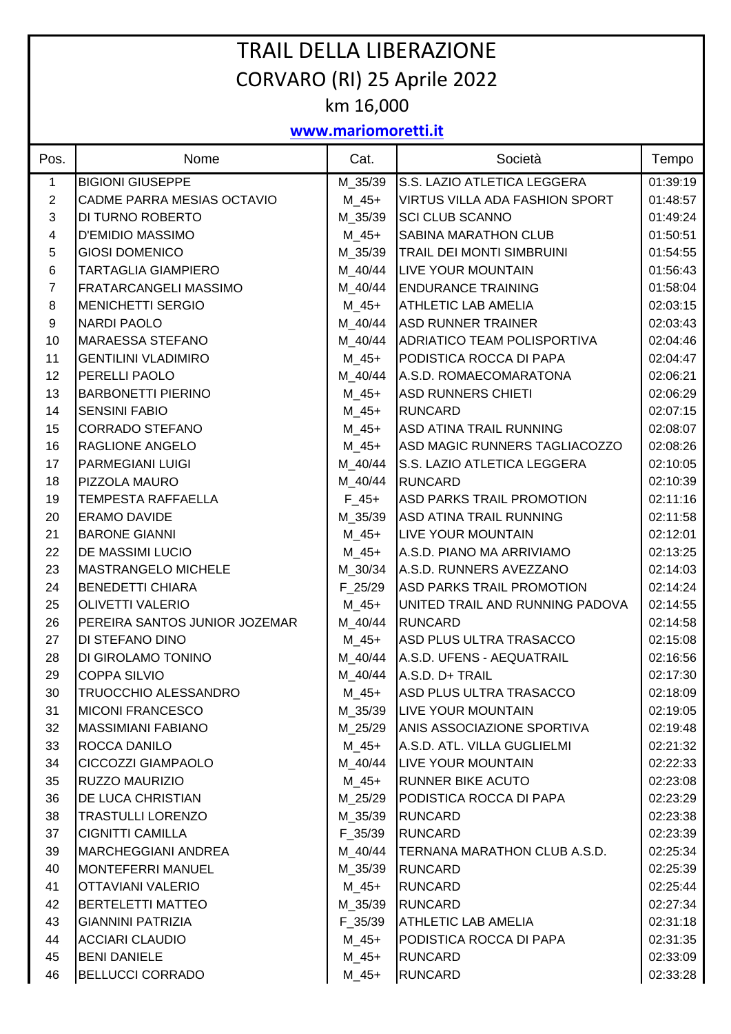# TRAIL DELLA LIBERAZIONE

## CORVARO (RI) 25 Aprile 2022

### km 16,000

**www.mariomoretti.it**

| Pos. | Nome | Cat. | Società | Tempo |
|---|---|---|---|---|
| 1 | BIGIONI GIUSEPPE | M_35/39 | S.S. LAZIO ATLETICA LEGGERA | 01:39:19 |
| 2 | CADME PARRA MESIAS OCTAVIO | M_45+ | VIRTUS VILLA ADA FASHION SPORT | 01:48:57 |
| 3 | DI TURNO ROBERTO | M_35/39 | SCI CLUB SCANNO | 01:49:24 |
| 4 | D'EMIDIO MASSIMO | M_45+ | SABINA MARATHON CLUB | 01:50:51 |
| 5 | GIOSI DOMENICO | M_35/39 | TRAIL DEI MONTI SIMBRUINI | 01:54:55 |
| 6 | TARTAGLIA GIAMPIERO | M_40/44 | LIVE YOUR MOUNTAIN | 01:56:43 |
| 7 | FRATARCANGELI MASSIMO | M_40/44 | ENDURANCE TRAINING | 01:58:04 |
| 8 | MENICHETTI SERGIO | M_45+ | ATHLETIC LAB AMELIA | 02:03:15 |
| 9 | NARDI PAOLO | M_40/44 | ASD RUNNER TRAINER | 02:03:43 |
| 10 | MARAESSA STEFANO | M_40/44 | ADRIATICO TEAM POLISPORTIVA | 02:04:46 |
| 11 | GENTILINI VLADIMIRO | M_45+ | PODISTICA ROCCA DI PAPA | 02:04:47 |
| 12 | PERELLI PAOLO | M_40/44 | A.S.D. ROMAECOMARATONA | 02:06:21 |
| 13 | BARBONETTI PIERINO | M_45+ | ASD RUNNERS CHIETI | 02:06:29 |
| 14 | SENSINI FABIO | M_45+ | RUNCARD | 02:07:15 |
| 15 | CORRADO STEFANO | M_45+ | ASD ATINA TRAIL RUNNING | 02:08:07 |
| 16 | RAGLIONE ANGELO | M_45+ | ASD MAGIC RUNNERS TAGLIACOZZO | 02:08:26 |
| 17 | PARMEGIANI LUIGI | M_40/44 | S.S. LAZIO ATLETICA LEGGERA | 02:10:05 |
| 18 | PIZZOLA MAURO | M_40/44 | RUNCARD | 02:10:39 |
| 19 | TEMPESTA RAFFAELLA | F_45+ | ASD PARKS TRAIL PROMOTION | 02:11:16 |
| 20 | ERAMO DAVIDE | M_35/39 | ASD ATINA TRAIL RUNNING | 02:11:58 |
| 21 | BARONE GIANNI | M_45+ | LIVE YOUR MOUNTAIN | 02:12:01 |
| 22 | DE MASSIMI LUCIO | M_45+ | A.S.D. PIANO MA ARRIVIAMO | 02:13:25 |
| 23 | MASTRANGELO MICHELE | M_30/34 | A.S.D. RUNNERS AVEZZANO | 02:14:03 |
| 24 | BENEDETTI CHIARA | F_25/29 | ASD PARKS TRAIL PROMOTION | 02:14:24 |
| 25 | OLIVETTI VALERIO | M_45+ | UNITED TRAIL AND RUNNING PADOVA | 02:14:55 |
| 26 | PEREIRA SANTOS JUNIOR JOZEMAR | M_40/44 | RUNCARD | 02:14:58 |
| 27 | DI STEFANO DINO | M_45+ | ASD PLUS ULTRA TRASACCO | 02:15:08 |
| 28 | DI GIROLAMO TONINO | M_40/44 | A.S.D. UFENS - AEQUATRAIL | 02:16:56 |
| 29 | COPPA SILVIO | M_40/44 | A.S.D. D+ TRAIL | 02:17:30 |
| 30 | TRUOCCHIO ALESSANDRO | M_45+ | ASD PLUS ULTRA TRASACCO | 02:18:09 |
| 31 | MICONI FRANCESCO | M_35/39 | LIVE YOUR MOUNTAIN | 02:19:05 |
| 32 | MASSIMIANI FABIANO | M_25/29 | ANIS ASSOCIAZIONE SPORTIVA | 02:19:48 |
| 33 | ROCCA DANILO | M_45+ | A.S.D. ATL. VILLA GUGLIELMI | 02:21:32 |
| 34 | CICCOZZI GIAMPAOLO | M_40/44 | LIVE YOUR MOUNTAIN | 02:22:33 |
| 35 | RUZZO MAURIZIO | M_45+ | RUNNER BIKE ACUTO | 02:23:08 |
| 36 | DE LUCA CHRISTIAN | M_25/29 | PODISTICA ROCCA DI PAPA | 02:23:29 |
| 38 | TRASTULLI LORENZO | M_35/39 | RUNCARD | 02:23:38 |
| 37 | CIGNITTI CAMILLA | F_35/39 | RUNCARD | 02:23:39 |
| 39 | MARCHEGGIANI ANDREA | M_40/44 | TERNANA MARATHON CLUB A.S.D. | 02:25:34 |
| 40 | MONTEFERRI MANUEL | M_35/39 | RUNCARD | 02:25:39 |
| 41 | OTTAVIANI VALERIO | M_45+ | RUNCARD | 02:25:44 |
| 42 | BERTELETTI MATTEO | M_35/39 | RUNCARD | 02:27:34 |
| 43 | GIANNINI PATRIZIA | F_35/39 | ATHLETIC LAB AMELIA | 02:31:18 |
| 44 | ACCIARI CLAUDIO | M_45+ | PODISTICA ROCCA DI PAPA | 02:31:35 |
| 45 | BENI DANIELE | M_45+ | RUNCARD | 02:33:09 |
| 46 | BELLUCCI CORRADO | M_45+ | RUNCARD | 02:33:28 |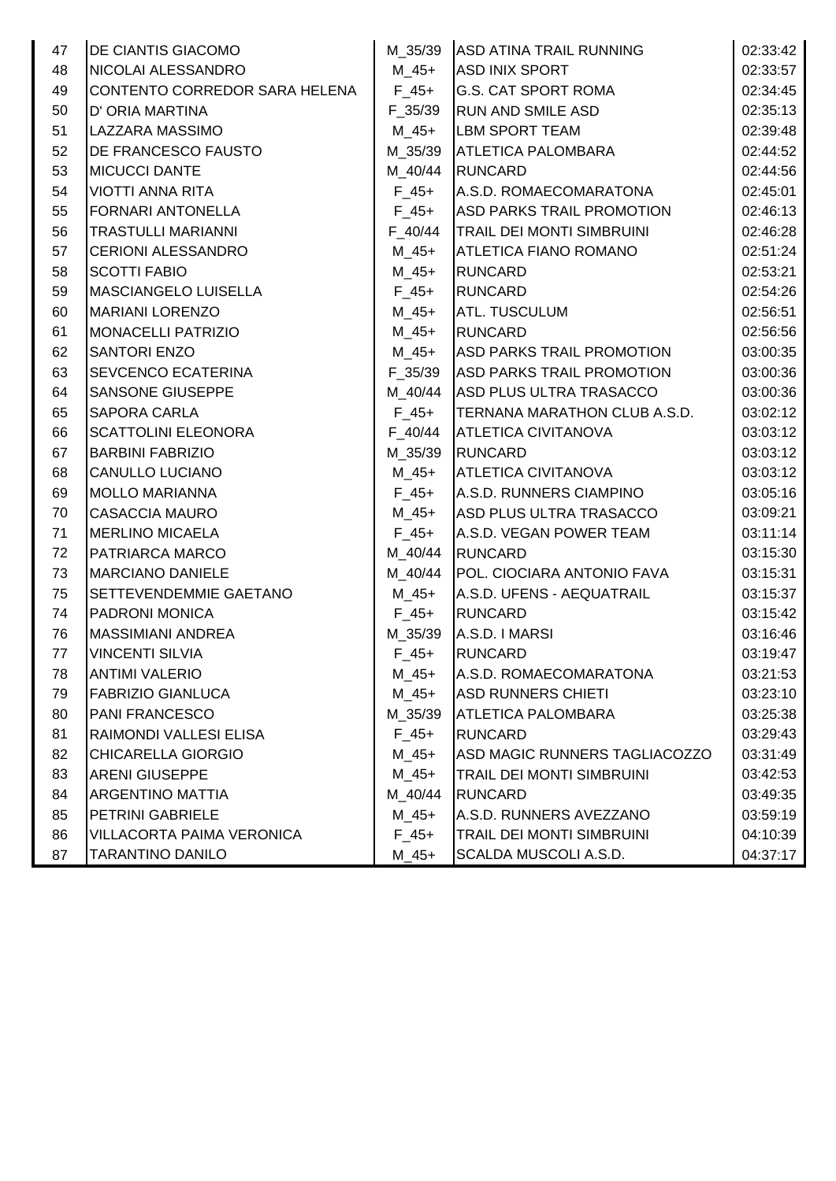| | | | | |
|---|---|---|---|---|
| 47 | DE CIANTIS GIACOMO | M_35/39 | ASD ATINA TRAIL RUNNING | 02:33:42 |
| 48 | NICOLAI ALESSANDRO | M_45+ | ASD INIX SPORT | 02:33:57 |
| 49 | CONTENTO CORREDOR SARA HELENA | F_45+ | G.S. CAT SPORT ROMA | 02:34:45 |
| 50 | D' ORIA MARTINA | F_35/39 | RUN AND SMILE ASD | 02:35:13 |
| 51 | LAZZARA MASSIMO | M_45+ | LBM SPORT TEAM | 02:39:48 |
| 52 | DE FRANCESCO FAUSTO | M_35/39 | ATLETICA PALOMBARA | 02:44:52 |
| 53 | MICUCCI DANTE | M_40/44 | RUNCARD | 02:44:56 |
| 54 | VIOTTI ANNA RITA | F_45+ | A.S.D. ROMAECOMARATONA | 02:45:01 |
| 55 | FORNARI ANTONELLA | F_45+ | ASD PARKS TRAIL PROMOTION | 02:46:13 |
| 56 | TRASTULLI MARIANNI | F_40/44 | TRAIL DEI MONTI SIMBRUINI | 02:46:28 |
| 57 | CERIONI ALESSANDRO | M_45+ | ATLETICA FIANO ROMANO | 02:51:24 |
| 58 | SCOTTI FABIO | M_45+ | RUNCARD | 02:53:21 |
| 59 | MASCIANGELO LUISELLA | F_45+ | RUNCARD | 02:54:26 |
| 60 | MARIANI LORENZO | M_45+ | ATL. TUSCULUM | 02:56:51 |
| 61 | MONACELLI PATRIZIO | M_45+ | RUNCARD | 02:56:56 |
| 62 | SANTORI ENZO | M_45+ | ASD PARKS TRAIL PROMOTION | 03:00:35 |
| 63 | SEVCENCO ECATERINA | F_35/39 | ASD PARKS TRAIL PROMOTION | 03:00:36 |
| 64 | SANSONE GIUSEPPE | M_40/44 | ASD PLUS ULTRA TRASACCO | 03:00:36 |
| 65 | SAPORA CARLA | F_45+ | TERNANA MARATHON CLUB A.S.D. | 03:02:12 |
| 66 | SCATTOLINI ELEONORA | F_40/44 | ATLETICA CIVITANOVA | 03:03:12 |
| 67 | BARBINI FABRIZIO | M_35/39 | RUNCARD | 03:03:12 |
| 68 | CANULLO LUCIANO | M_45+ | ATLETICA CIVITANOVA | 03:03:12 |
| 69 | MOLLO MARIANNA | F_45+ | A.S.D. RUNNERS CIAMPINO | 03:05:16 |
| 70 | CASACCIA MAURO | M_45+ | ASD PLUS ULTRA TRASACCO | 03:09:21 |
| 71 | MERLINO MICAELA | F_45+ | A.S.D. VEGAN POWER TEAM | 03:11:14 |
| 72 | PATRIARCA MARCO | M_40/44 | RUNCARD | 03:15:30 |
| 73 | MARCIANO DANIELE | M_40/44 | POL. CIOCIARA ANTONIO FAVA | 03:15:31 |
| 75 | SETTEVENDEMMIE GAETANO | M_45+ | A.S.D. UFENS - AEQUATRAIL | 03:15:37 |
| 74 | PADRONI MONICA | F_45+ | RUNCARD | 03:15:42 |
| 76 | MASSIMIANI ANDREA | M_35/39 | A.S.D. I MARSI | 03:16:46 |
| 77 | VINCENTI SILVIA | F_45+ | RUNCARD | 03:19:47 |
| 78 | ANTIMI VALERIO | M_45+ | A.S.D. ROMAECOMARATONA | 03:21:53 |
| 79 | FABRIZIO GIANLUCA | M_45+ | ASD RUNNERS CHIETI | 03:23:10 |
| 80 | PANI FRANCESCO | M_35/39 | ATLETICA PALOMBARA | 03:25:38 |
| 81 | RAIMONDI VALLESI ELISA | F_45+ | RUNCARD | 03:29:43 |
| 82 | CHICARELLA GIORGIO | M_45+ | ASD MAGIC RUNNERS TAGLIACOZZO | 03:31:49 |
| 83 | ARENI GIUSEPPE | M_45+ | TRAIL DEI MONTI SIMBRUINI | 03:42:53 |
| 84 | ARGENTINO MATTIA | M_40/44 | RUNCARD | 03:49:35 |
| 85 | PETRINI GABRIELE | M_45+ | A.S.D. RUNNERS AVEZZANO | 03:59:19 |
| 86 | VILLACORTA PAIMA VERONICA | F_45+ | TRAIL DEI MONTI SIMBRUINI | 04:10:39 |
| 87 | TARANTINO DANILO | M_45+ | SCALDA MUSCOLI A.S.D. | 04:37:17 |